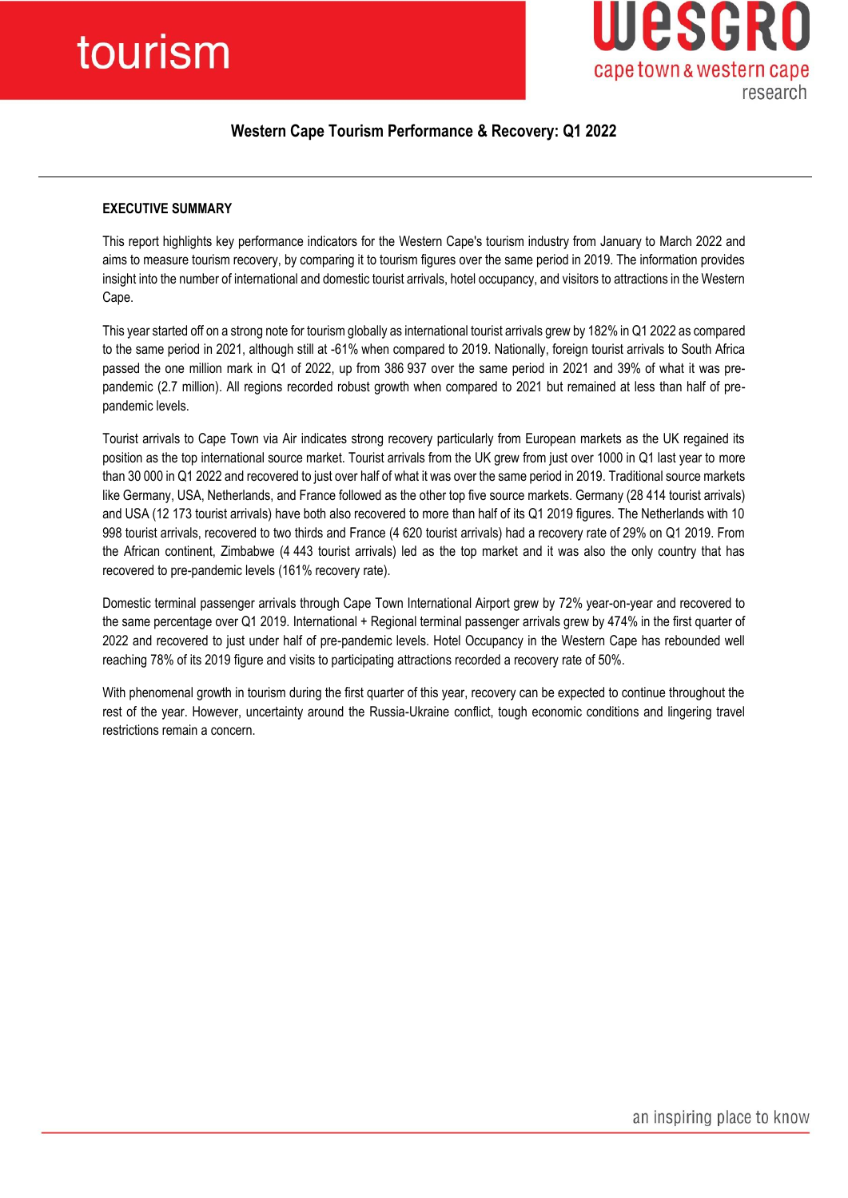# Western Cape Tourism Performance & Recovery: Q1 2022

## EXECUTIVE SUMMARY

This report highlights key performance indicators for the Western Cape's tourism industry from January to March 2022 and aims to measure tourism recovery, by comparing it to tourism figures over the same period in 2019. The information provides insight into the number of international and domestic tourist arrivals, hotel occupancy, and visitors to attractions in the Western Cape.

This year started off on a strong note for tourism globally as international tourist arrivals grew by 182% in Q1 2022 as compared to the same period in 2021, although still at -61% when compared to 2019. Nationally, foreign tourist arrivals to South Africa passed the one million mark in Q1 of 2022, up from 386 937 over the same period in 2021 and 39% of what it was pre-pandemic (2.7 million). All regions recorded robust growth when compared to 2021 but remained at less than half of pre-pandemic levels.

Tourist arrivals to Cape Town via Air indicates strong recovery particularly from European markets as the UK regained its position as the top international source market. Tourist arrivals from the UK grew from just over 1000 in Q1 last year to more than 30 000 in Q1 2022 and recovered to just over half of what it was over the same period in 2019. Traditional source markets like Germany, USA, Netherlands, and France followed as the other top five source markets. Germany (28 414 tourist arrivals) and USA (12 173 tourist arrivals) have both also recovered to more than half of its Q1 2019 figures. The Netherlands with 10 998 tourist arrivals, recovered to two thirds and France (4 620 tourist arrivals) had a recovery rate of 29% on Q1 2019. From the African continent, Zimbabwe (4 443 tourist arrivals) led as the top market and it was also the only country that has recovered to pre-pandemic levels (161% recovery rate).

Domestic terminal passenger arrivals through Cape Town International Airport grew by 72% year-on-year and recovered to the same percentage over Q1 2019. International + Regional terminal passenger arrivals grew by 474% in the first quarter of 2022 and recovered to just under half of pre-pandemic levels. Hotel Occupancy in the Western Cape has rebounded well reaching 78% of its 2019 figure and visits to participating attractions recorded a recovery rate of 50%.

With phenomenal growth in tourism during the first quarter of this year, recovery can be expected to continue throughout the rest of the year. However, uncertainty around the Russia-Ukraine conflict, tough economic conditions and lingering travel restrictions remain a concern.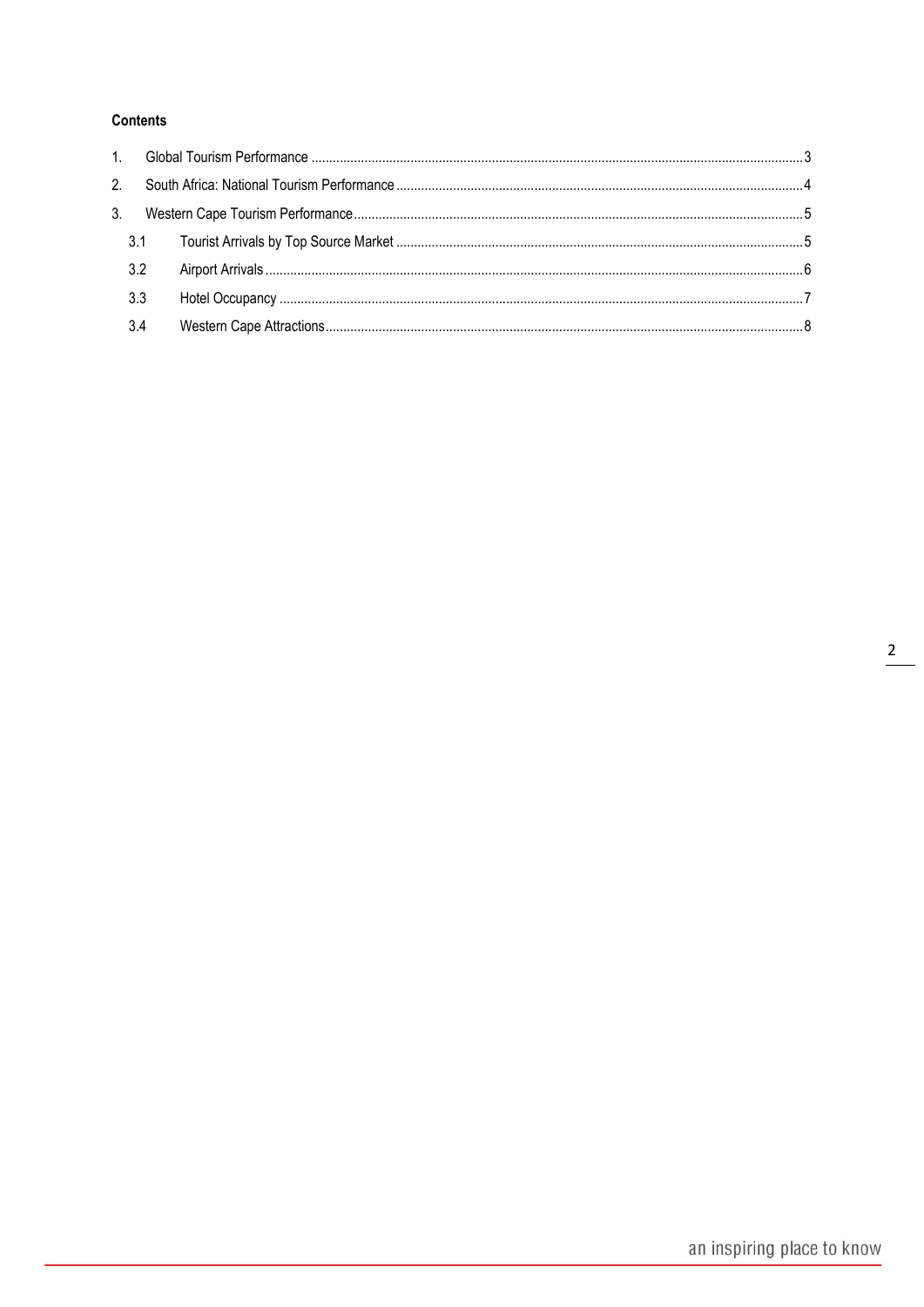**Contents**

1. Global Tourism Performance ........................................................................................................................................3
2. South Africa: National Tourism Performance ..............................................................................................................4
3. Western Cape Tourism Performance............................................................................................................................5
   - 3.1 Tourist Arrivals by Top Source Market ...............................................................................................................5
   - 3.2 Airport Arrivals ....................................................................................................................................................6
   - 3.3 Hotel Occupancy .................................................................................................................................................7
   - 3.4 Western Cape Attractions....................................................................................................................................8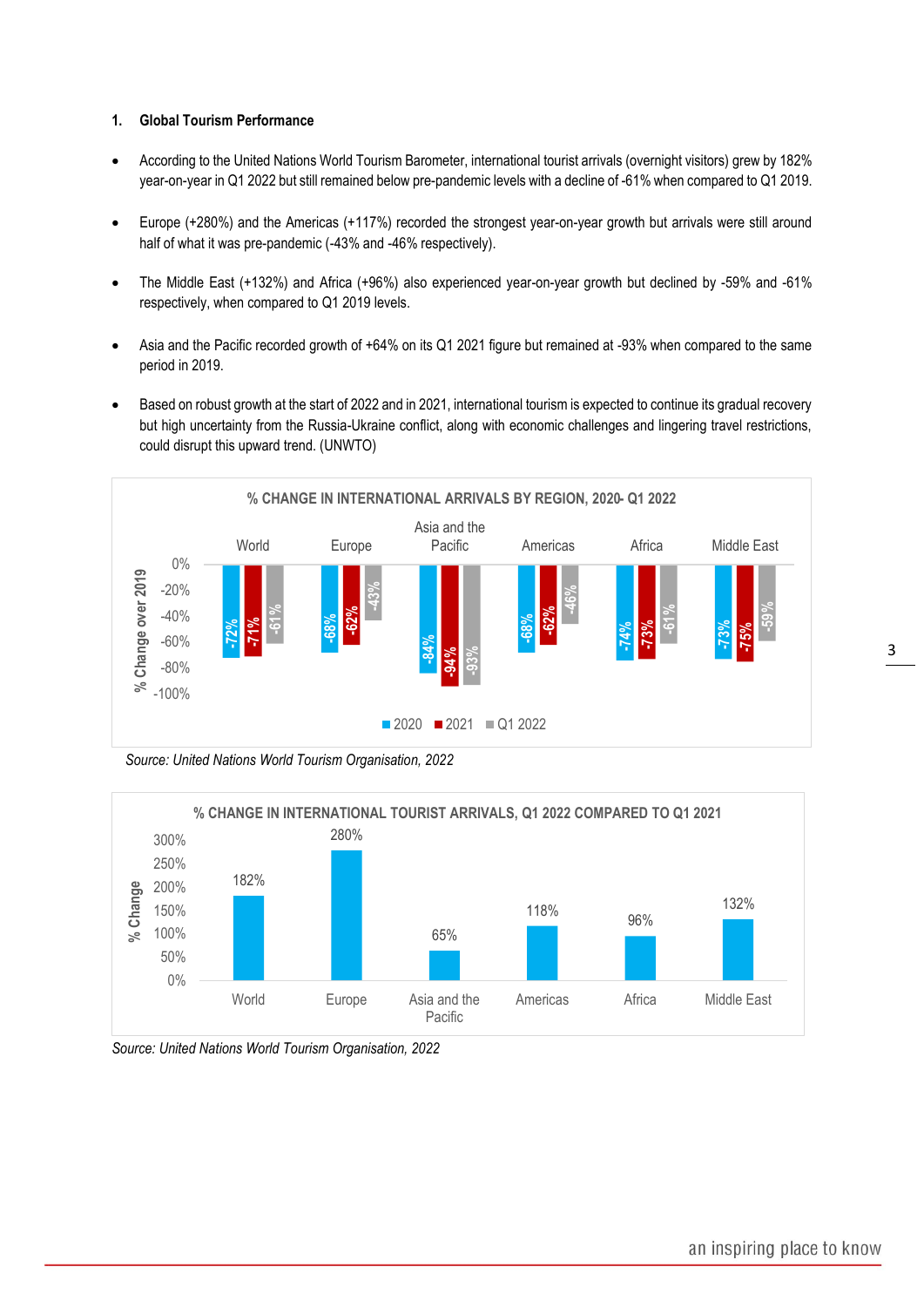## 1. Global Tourism Performance

- According to the United Nations World Tourism Barometer, international tourist arrivals (overnight visitors) grew by 182% year-on-year in Q1 2022 but still remained below pre-pandemic levels with a decline of -61% when compared to Q1 2019.
- Europe (+280%) and the Americas (+117%) recorded the strongest year-on-year growth but arrivals were still around half of what it was pre-pandemic (-43% and -46% respectively).
- The Middle East (+132%) and Africa (+96%) also experienced year-on-year growth but declined by -59% and -61% respectively, when compared to Q1 2019 levels.
- Asia and the Pacific recorded growth of +64% on its Q1 2021 figure but remained at -93% when compared to the same period in 2019.
- Based on robust growth at the start of 2022 and in 2021, international tourism is expected to continue its gradual recovery but high uncertainty from the Russia-Ukraine conflict, along with economic challenges and lingering travel restrictions, could disrupt this upward trend. (UNWTO)

**% CHANGE IN INTERNATIONAL ARRIVALS BY REGION, 2020- Q1 2022**

| % Change over 2019 | 2020 | 2021 | Q1 2022 |
|---|---|---|---|
| World | -72% | -71% | -61% |
| Europe | -68% | -62% | -43% |
| Asia and the Pacific | -84% | -94% | -93% |
| Americas | -68% | -62% | -46% |
| Africa | -74% | -73% | -61% |
| Middle East | -73% | -75% | -59% |

*Source: United Nations World Tourism Organisation, 2022*

**% CHANGE IN INTERNATIONAL TOURIST ARRIVALS, Q1 2022 COMPARED TO Q1 2021**

| Region | % Change |
|---|---|
| World | 182% |
| Europe | 280% |
| Asia and the Pacific | 65% |
| Americas | 118% |
| Africa | 96% |
| Middle East | 132% |

*Source: United Nations World Tourism Organisation, 2022*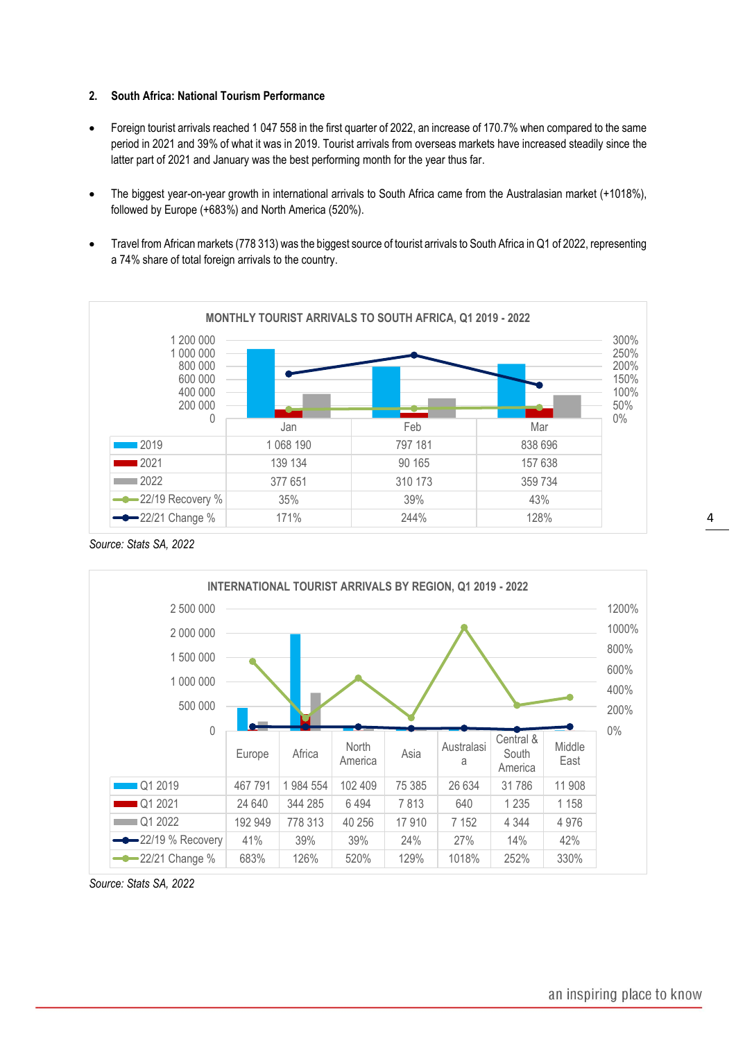## 2. South Africa: National Tourism Performance

- Foreign tourist arrivals reached 1 047 558 in the first quarter of 2022, an increase of 170.7% when compared to the same period in 2021 and 39% of what it was in 2019. Tourist arrivals from overseas markets have increased steadily since the latter part of 2021 and January was the best performing month for the year thus far.
- The biggest year-on-year growth in international arrivals to South Africa came from the Australasian market (+1018%), followed by Europe (+683%) and North America (520%).
- Travel from African markets (778 313) was the biggest source of tourist arrivals to South Africa in Q1 of 2022, representing a 74% share of total foreign arrivals to the country.

**MONTHLY TOURIST ARRIVALS TO SOUTH AFRICA, Q1 2019 - 2022**

| | Jan | Feb | Mar |
|---|---|---|---|
| 2019 | 1 068 190 | 797 181 | 838 696 |
| 2021 | 139 134 | 90 165 | 157 638 |
| 2022 | 377 651 | 310 173 | 359 734 |
| 22/19 Recovery % | 35% | 39% | 43% |
| 22/21 Change % | 171% | 244% | 128% |

*Source: Stats SA, 2022*

**INTERNATIONAL TOURIST ARRIVALS BY REGION, Q1 2019 - 2022**

| | Europe | Africa | North America | Asia | Australasia | Central & South America | Middle East |
|---|---|---|---|---|---|---|---|
| Q1 2019 | 467 791 | 1 984 554 | 102 409 | 75 385 | 26 634 | 31 786 | 11 908 |
| Q1 2021 | 24 640 | 344 285 | 6 494 | 7 813 | 640 | 1 235 | 1 158 |
| Q1 2022 | 192 949 | 778 313 | 40 256 | 17 910 | 7 152 | 4 344 | 4 976 |
| 22/19 % Recovery | 41% | 39% | 39% | 24% | 27% | 14% | 42% |
| 22/21 Change % | 683% | 126% | 520% | 129% | 1018% | 252% | 330% |

*Source: Stats SA, 2022*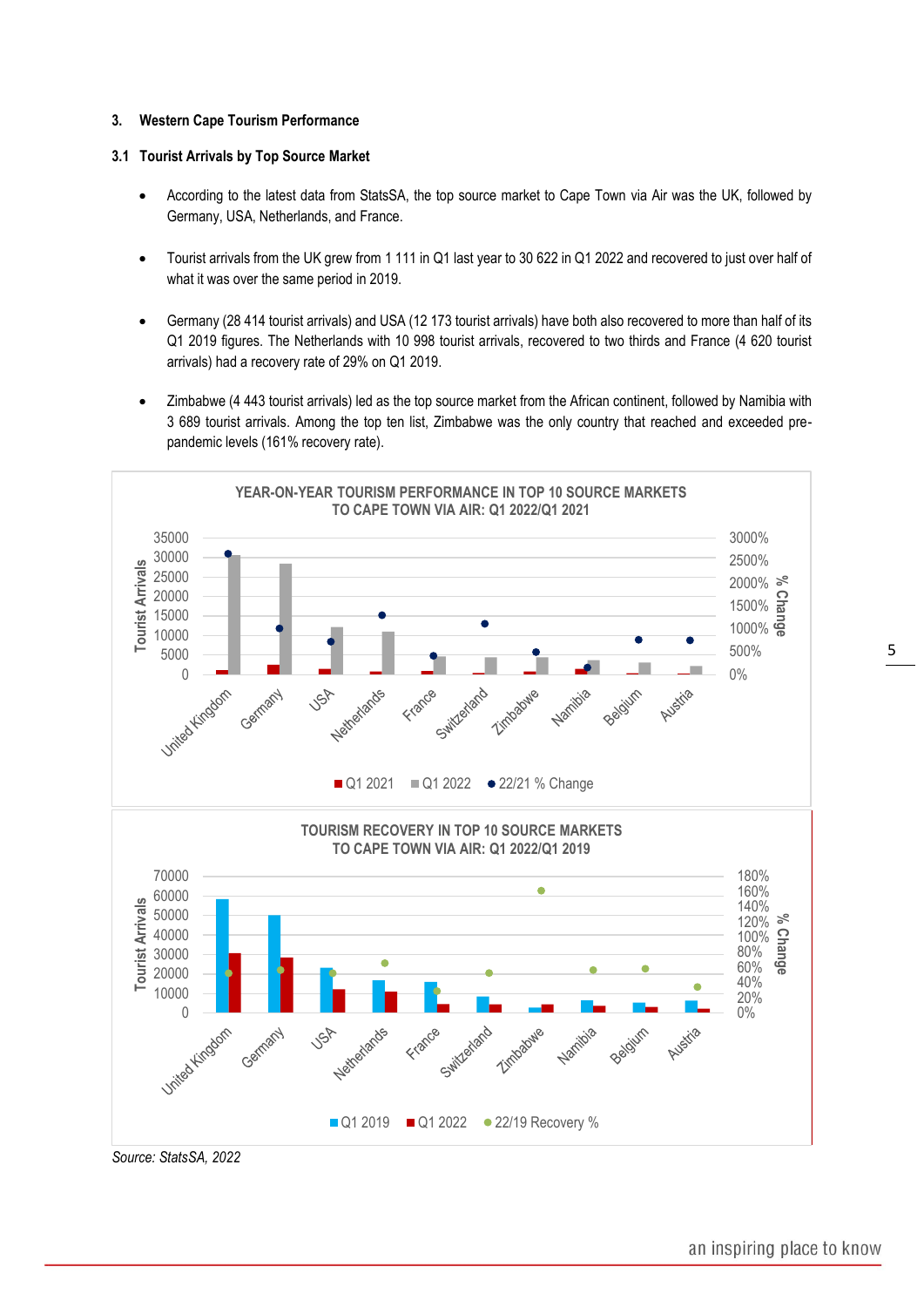## 3. Western Cape Tourism Performance

### 3.1 Tourist Arrivals by Top Source Market

- According to the latest data from StatsSA, the top source market to Cape Town via Air was the UK, followed by Germany, USA, Netherlands, and France.
- Tourist arrivals from the UK grew from 1 111 in Q1 last year to 30 622 in Q1 2022 and recovered to just over half of what it was over the same period in 2019.
- Germany (28 414 tourist arrivals) and USA (12 173 tourist arrivals) have both also recovered to more than half of its Q1 2019 figures. The Netherlands with 10 998 tourist arrivals, recovered to two thirds and France (4 620 tourist arrivals) had a recovery rate of 29% on Q1 2019.
- Zimbabwe (4 443 tourist arrivals) led as the top source market from the African continent, followed by Namibia with 3 689 tourist arrivals. Among the top ten list, Zimbabwe was the only country that reached and exceeded pre-pandemic levels (161% recovery rate).

**YEAR-ON-YEAR TOURISM PERFORMANCE IN TOP 10 SOURCE MARKETS TO CAPE TOWN VIA AIR: Q1 2022/Q1 2021**

Countries: United Kingdom, Germany, USA, Netherlands, France, Switzerland, Zimbabwe, Namibia, Belgium, Austria

Legend: Q1 2021 | Q1 2022 | 22/21 % Change

**TOURISM RECOVERY IN TOP 10 SOURCE MARKETS TO CAPE TOWN VIA AIR: Q1 2022/Q1 2019**

Countries: United Kingdom, Germany, USA, Netherlands, France, Switzerland, Zimbabwe, Namibia, Belgium, Austria

Legend: Q1 2019 | Q1 2022 | 22/19 Recovery %

*Source: StatsSA, 2022*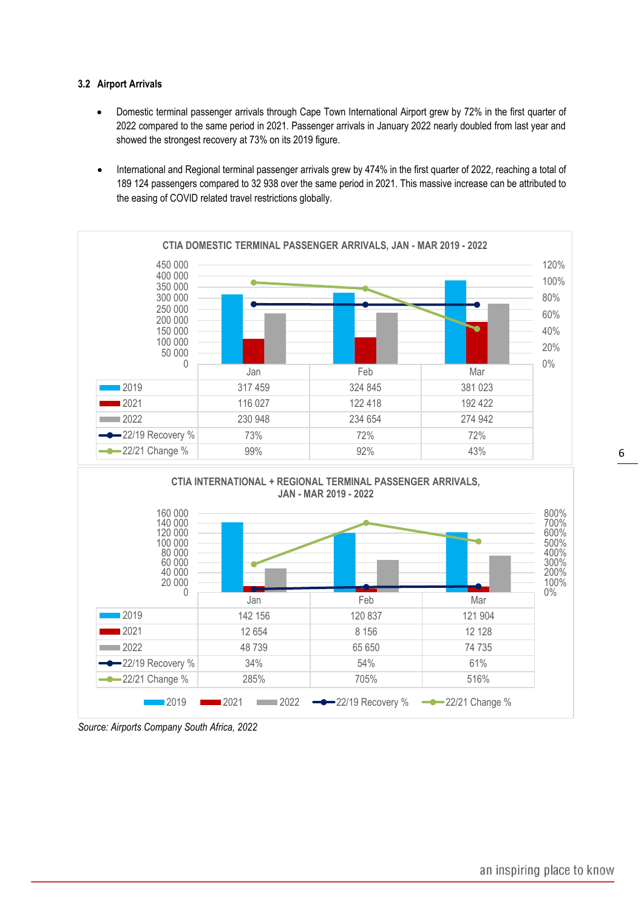### 3.2 Airport Arrivals

- Domestic terminal passenger arrivals through Cape Town International Airport grew by 72% in the first quarter of 2022 compared to the same period in 2021. Passenger arrivals in January 2022 nearly doubled from last year and showed the strongest recovery at 73% on its 2019 figure.

- International and Regional terminal passenger arrivals grew by 474% in the first quarter of 2022, reaching a total of 189 124 passengers compared to 32 938 over the same period in 2021. This massive increase can be attributed to the easing of COVID related travel restrictions globally.

**CTIA DOMESTIC TERMINAL PASSENGER ARRIVALS, JAN - MAR 2019 - 2022**

| | Jan | Feb | Mar |
|---|---|---|---|
| 2019 | 317 459 | 324 845 | 381 023 |
| 2021 | 116 027 | 122 418 | 192 422 |
| 2022 | 230 948 | 234 654 | 274 942 |
| 22/19 Recovery % | 73% | 72% | 72% |
| 22/21 Change % | 99% | 92% | 43% |

**CTIA INTERNATIONAL + REGIONAL TERMINAL PASSENGER ARRIVALS, JAN - MAR 2019 - 2022**

| | Jan | Feb | Mar |
|---|---|---|---|
| 2019 | 142 156 | 120 837 | 121 904 |
| 2021 | 12 654 | 8 156 | 12 128 |
| 2022 | 48 739 | 65 650 | 74 735 |
| 22/19 Recovery % | 34% | 54% | 61% |
| 22/21 Change % | 285% | 705% | 516% |

*Source: Airports Company South Africa, 2022*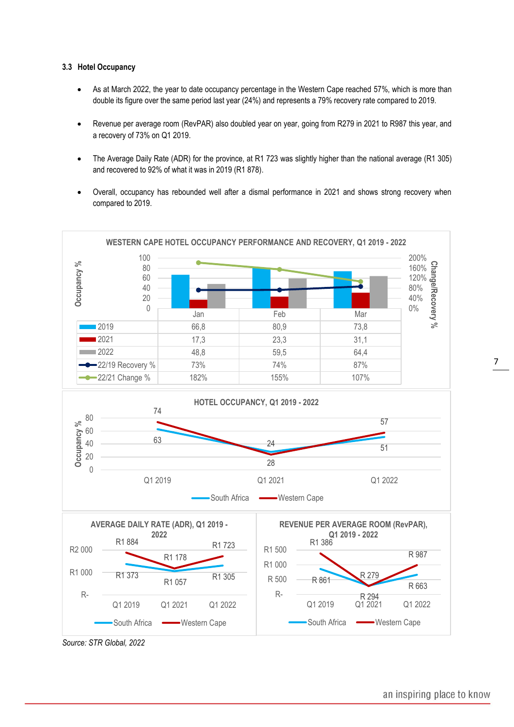### 3.3 Hotel Occupancy

- As at March 2022, the year to date occupancy percentage in the Western Cape reached 57%, which is more than double its figure over the same period last year (24%) and represents a 79% recovery rate compared to 2019.
- Revenue per average room (RevPAR) also doubled year on year, going from R279 in 2021 to R987 this year, and a recovery of 73% on Q1 2019.
- The Average Daily Rate (ADR) for the province, at R1 723 was slightly higher than the national average (R1 305) and recovered to 92% of what it was in 2019 (R1 878).
- Overall, occupancy has rebounded well after a dismal performance in 2021 and shows strong recovery when compared to 2019.

**WESTERN CAPE HOTEL OCCUPANCY PERFORMANCE AND RECOVERY, Q1 2019 - 2022**

| | Jan | Feb | Mar |
|---|---|---|---|
| 2019 | 66,8 | 80,9 | 73,8 |
| 2021 | 17,3 | 23,3 | 31,1 |
| 2022 | 48,8 | 59,5 | 64,4 |
| 22/19 Recovery % | 73% | 74% | 87% |
| 22/21 Change % | 182% | 155% | 107% |

**HOTEL OCCUPANCY, Q1 2019 - 2022** (Occupancy %)

| | Q1 2019 | Q1 2021 | Q1 2022 |
|---|---|---|---|
| South Africa | 63 | 28 | 51 |
| Western Cape | 74 | 24 | 57 |

**AVERAGE DAILY RATE (ADR), Q1 2019 - 2022**

| | Q1 2019 | Q1 2021 | Q1 2022 |
|---|---|---|---|
| South Africa | R1 373 | R1 057 | R1 305 |
| Western Cape | R1 884 | R1 178 | R1 723 |

**REVENUE PER AVERAGE ROOM (RevPAR), Q1 2019 - 2022**

| | Q1 2019 | Q1 2021 | Q1 2022 |
|---|---|---|---|
| South Africa | R 861 | R 294 | R 663 |
| Western Cape | R1 386 | R 279 | R 987 |

*Source: STR Global, 2022*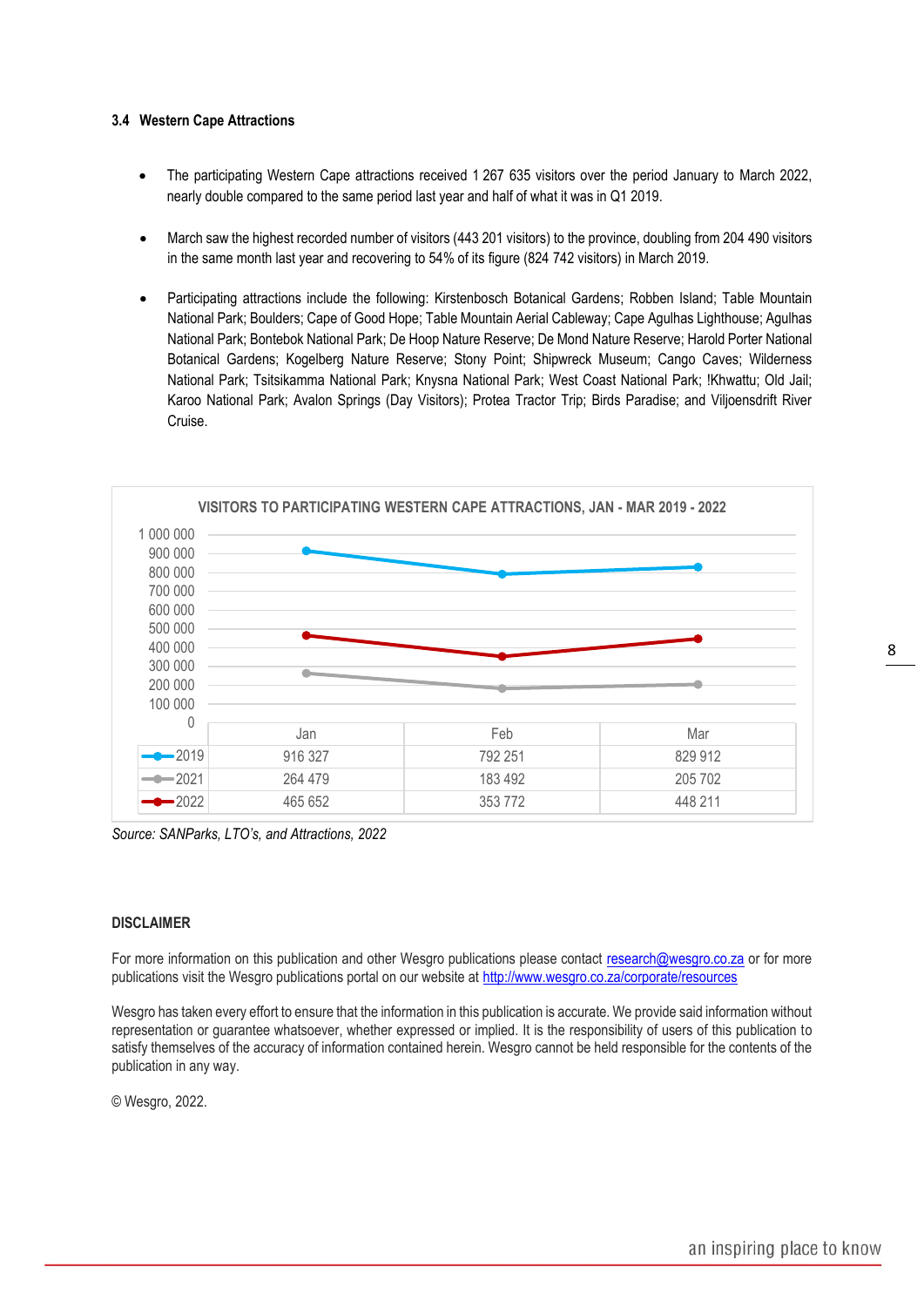### 3.4 Western Cape Attractions

- The participating Western Cape attractions received 1 267 635 visitors over the period January to March 2022, nearly double compared to the same period last year and half of what it was in Q1 2019.
- March saw the highest recorded number of visitors (443 201 visitors) to the province, doubling from 204 490 visitors in the same month last year and recovering to 54% of its figure (824 742 visitors) in March 2019.
- Participating attractions include the following: Kirstenbosch Botanical Gardens; Robben Island; Table Mountain National Park; Boulders; Cape of Good Hope; Table Mountain Aerial Cableway; Cape Agulhas Lighthouse; Agulhas National Park; Bontebok National Park; De Hoop Nature Reserve; De Mond Nature Reserve; Harold Porter National Botanical Gardens; Kogelberg Nature Reserve; Stony Point; Shipwreck Museum; Cango Caves; Wilderness National Park; Tsitsikamma National Park; Knysna National Park; West Coast National Park; !Khwattu; Old Jail; Karoo National Park; Avalon Springs (Day Visitors); Protea Tractor Trip; Birds Paradise; and Viljoensdrift River Cruise.

VISITORS TO PARTICIPATING WESTERN CAPE ATTRACTIONS, JAN - MAR 2019 - 2022

1 000 000
900 000
800 000
700 000
600 000
500 000
400 000
300 000
200 000
100 000
0

Jan Feb Mar

2019: 916 327, 792 251, 829 912

2021: 264 479, 183 492, 205 702

2022: 465 652, 353 772, 448 211

*Source: SANParks, LTO's, and Attractions, 2022*

#### DISCLAIMER

For more information on this publication and other Wesgro publications please contact research@wesgro.co.za or for more publications visit the Wesgro publications portal on our website at http://www.wesgro.co.za/corporate/resources

Wesgro has taken every effort to ensure that the information in this publication is accurate. We provide said information without representation or guarantee whatsoever, whether expressed or implied. It is the responsibility of users of this publication to satisfy themselves of the accuracy of information contained herein. Wesgro cannot be held responsible for the contents of the publication in any way.

© Wesgro, 2022.